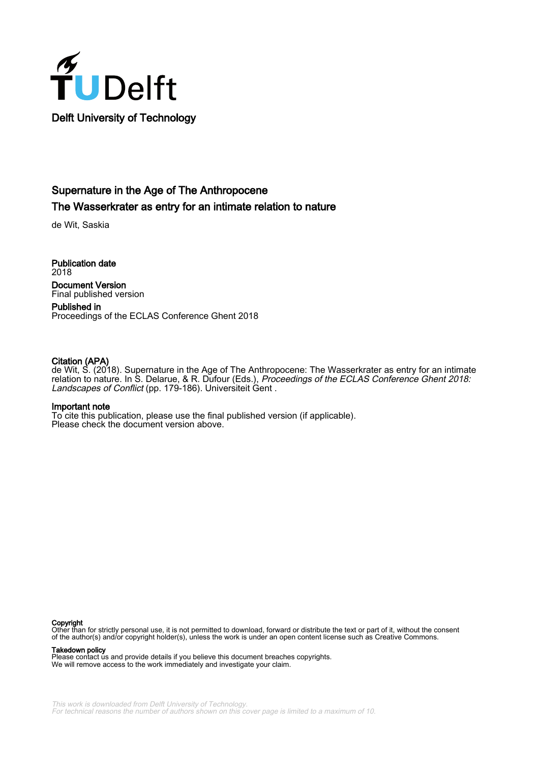Delft University of Technology

# Supernature in the Age of The Anthropocene
## The Wasserkrater as entry for an intimate relation to nature

de Wit, Saskia

**Publication date**
2018

**Document Version**
Final published version

**Published in**
Proceedings of the ECLAS Conference Ghent 2018

**Citation (APA)**
de Wit, S. (2018). Supernature in the Age of The Anthropocene: The Wasserkrater as entry for an intimate relation to nature. In S. Delarue, & R. Dufour (Eds.), *Proceedings of the ECLAS Conference Ghent 2018: Landscapes of Conflict* (pp. 179-186). Universiteit Gent .

**Important note**
To cite this publication, please use the final published version (if applicable).
Please check the document version above.

**Copyright**
Other than for strictly personal use, it is not permitted to download, forward or distribute the text or part of it, without the consent of the author(s) and/or copyright holder(s), unless the work is under an open content license such as Creative Commons.

**Takedown policy**
Please contact us and provide details if you believe this document breaches copyrights.
We will remove access to the work immediately and investigate your claim.

*This work is downloaded from Delft University of Technology.*
*For technical reasons the number of authors shown on this cover page is limited to a maximum of 10.*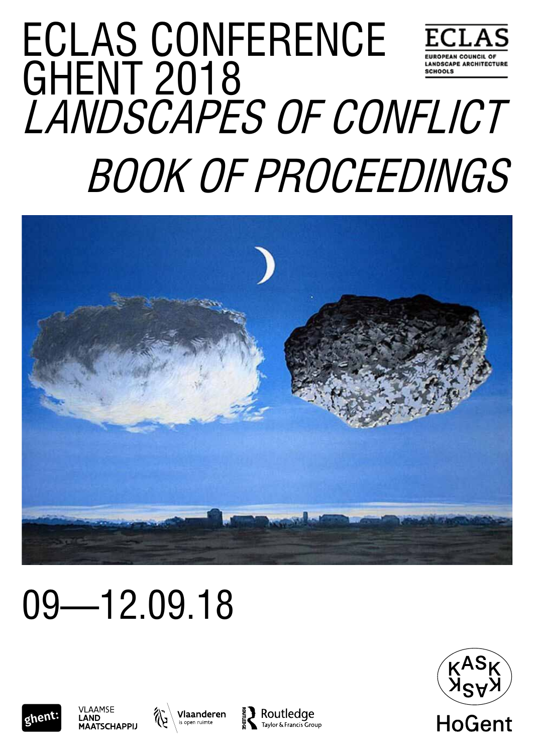# ECLAS CONFERENCE GHENT 2018

## *LANDSCAPES OF CONFLICT*

## *BOOK OF PROCEEDINGS*

ECLAS
EUROPEAN COUNCIL OF LANDSCAPE ARCHITECTURE SCHOOLS

09—12.09.18

ghent:

VLAAMSE LAND MAATSCHAPPIJ

Vlaanderen is open ruimte

Routledge Taylor & Francis Group

KASK

HoGent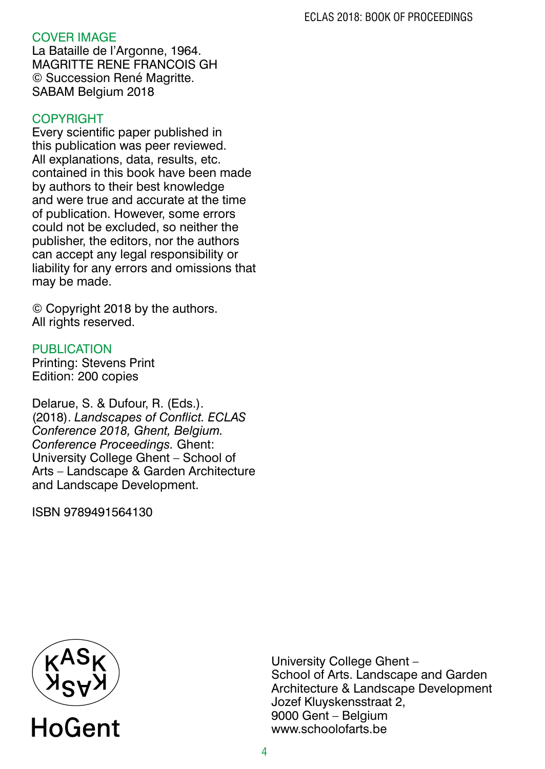## COVER IMAGE

La Bataille de l'Argonne, 1964.
MAGRITTE RENE FRANCOIS GH
© Succession René Magritte.
SABAM Belgium 2018

## COPYRIGHT

Every scientific paper published in this publication was peer reviewed. All explanations, data, results, etc. contained in this book have been made by authors to their best knowledge and were true and accurate at the time of publication. However, some errors could not be excluded, so neither the publisher, the editors, nor the authors can accept any legal responsibility or liability for any errors and omissions that may be made.

© Copyright 2018 by the authors.
All rights reserved.

## PUBLICATION

Printing: Stevens Print
Edition: 200 copies

Delarue, S. & Dufour, R. (Eds.). (2018). *Landscapes of Conflict. ECLAS Conference 2018, Ghent, Belgium. Conference Proceedings.* Ghent: University College Ghent – School of Arts – Landscape & Garden Architecture and Landscape Development.

ISBN 9789491564130

KASK
HoGent

University College Ghent –
School of Arts. Landscape and Garden Architecture & Landscape Development
Jozef Kluyskensstraat 2,
9000 Gent – Belgium
www.schoolofarts.be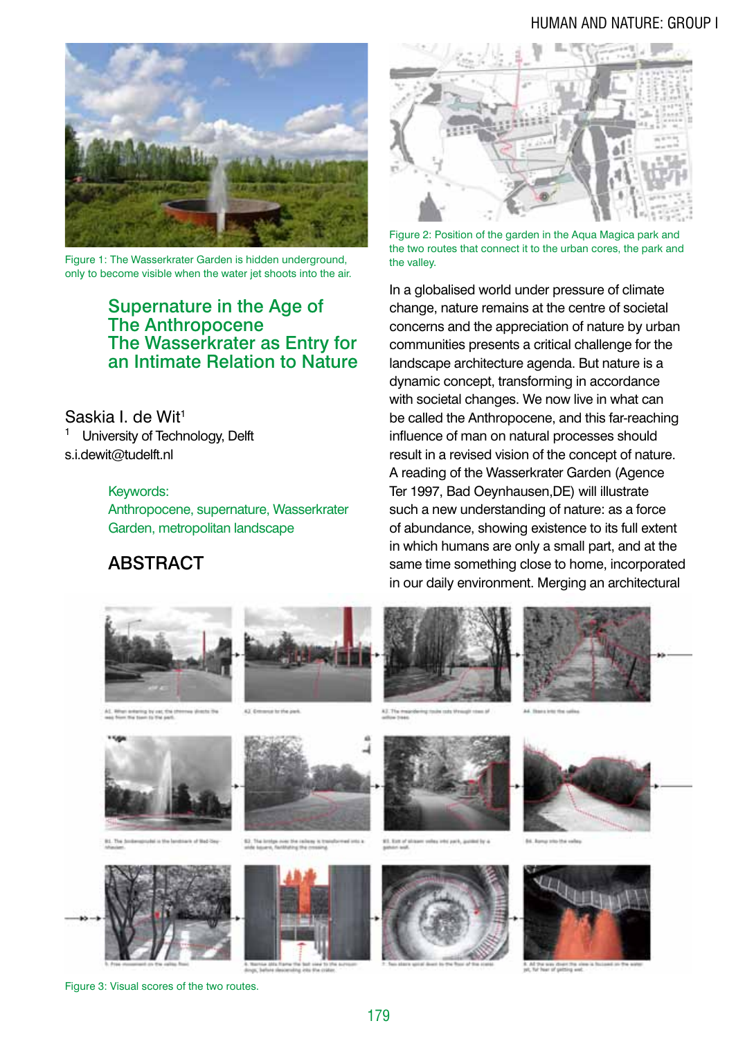Figure 1: The Wasserkrater Garden is hidden underground, only to become visible when the water jet shoots into the air.

Figure 2: Position of the garden in the Aqua Magica park and the two routes that connect it to the urban cores, the park and the valley.

# Supernature in the Age of The Anthropocene
# The Wasserkrater as Entry for an Intimate Relation to Nature

Saskia I. de Wit[1]

[1] University of Technology, Delft
s.i.dewit@tudelft.nl

Keywords:
Anthropocene, supernature, Wasserkrater Garden, metropolitan landscape

## ABSTRACT

In a globalised world under pressure of climate change, nature remains at the centre of societal concerns and the appreciation of nature by urban communities presents a critical challenge for the landscape architecture agenda. But nature is a dynamic concept, transforming in accordance with societal changes. We now live in what can be called the Anthropocene, and this far-reaching influence of man on natural processes should result in a revised vision of the concept of nature. A reading of the Wasserkrater Garden (Agence Ter 1997, Bad Oeynhausen,DE) will illustrate such a new understanding of nature: as a force of abundance, showing existence to its full extent in which humans are only a small part, and at the same time something close to home, incorporated in our daily environment. Merging an architectural

Figure 3: Visual scores of the two routes.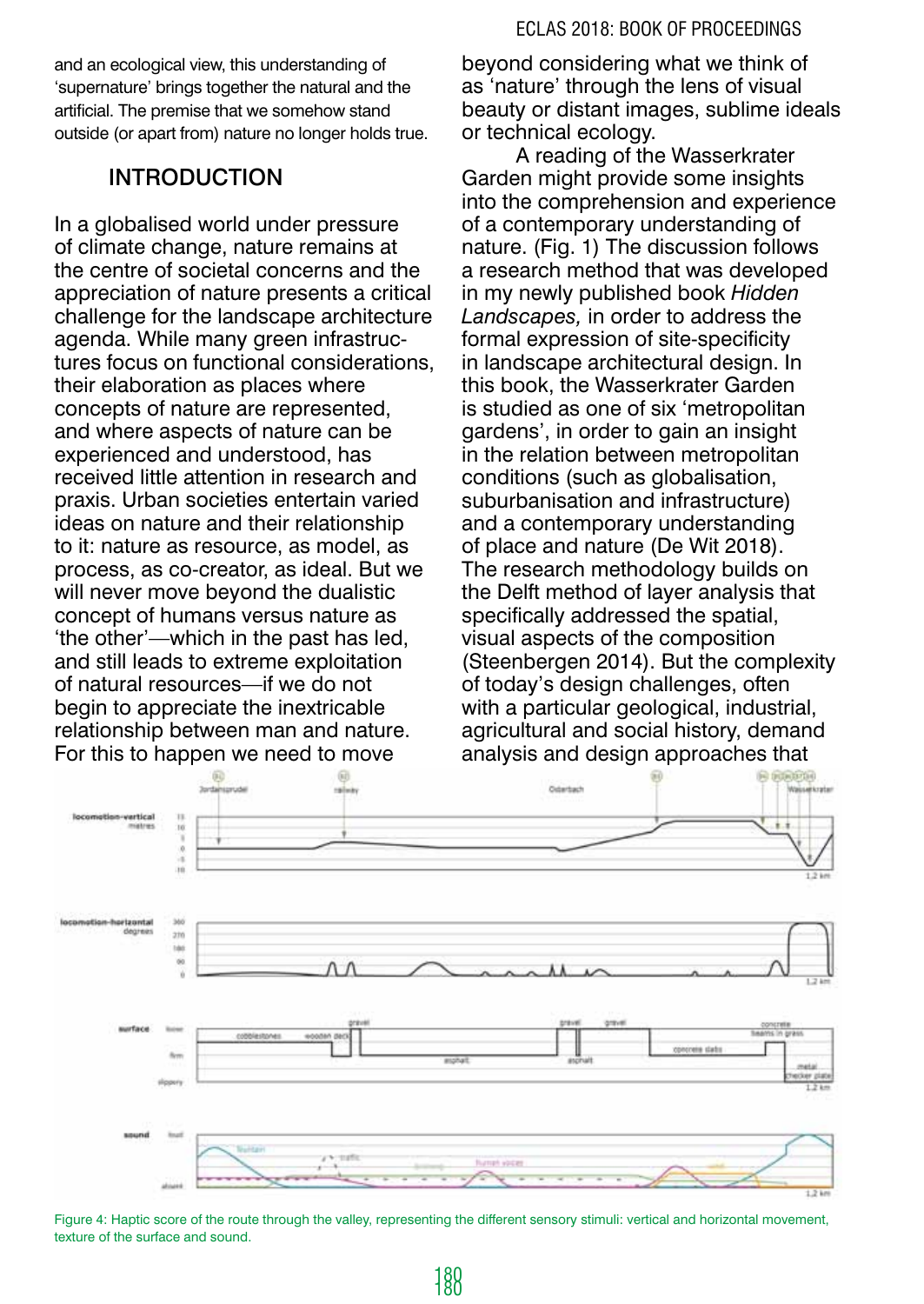and an ecological view, this understanding of 'supernature' brings together the natural and the artificial. The premise that we somehow stand outside (or apart from) nature no longer holds true.

## INTRODUCTION

In a globalised world under pressure of climate change, nature remains at the centre of societal concerns and the appreciation of nature presents a critical challenge for the landscape architecture agenda. While many green infrastructures focus on functional considerations, their elaboration as places where concepts of nature are represented, and where aspects of nature can be experienced and understood, has received little attention in research and praxis. Urban societies entertain varied ideas on nature and their relationship to it: nature as resource, as model, as process, as co-creator, as ideal. But we will never move beyond the dualistic concept of humans versus nature as 'the other'—which in the past has led, and still leads to extreme exploitation of natural resources—if we do not begin to appreciate the inextricable relationship between man and nature. For this to happen we need to move beyond considering what we think of as 'nature' through the lens of visual beauty or distant images, sublime ideals or technical ecology.

A reading of the Wasserkrater Garden might provide some insights into the comprehension and experience of a contemporary understanding of nature. (Fig. 1) The discussion follows a research method that was developed in my newly published book *Hidden Landscapes,* in order to address the formal expression of site-specificity in landscape architectural design. In this book, the Wasserkrater Garden is studied as one of six 'metropolitan gardens', in order to gain an insight in the relation between metropolitan conditions (such as globalisation, suburbanisation and infrastructure) and a contemporary understanding of place and nature (De Wit 2018). The research methodology builds on the Delft method of layer analysis that specifically addressed the spatial, visual aspects of the composition (Steenbergen 2014). But the complexity of today's design challenges, often with a particular geological, industrial, agricultural and social history, demand analysis and design approaches that

Figure 4: Haptic score of the route through the valley, representing the different sensory stimuli: vertical and horizontal movement, texture of the surface and sound.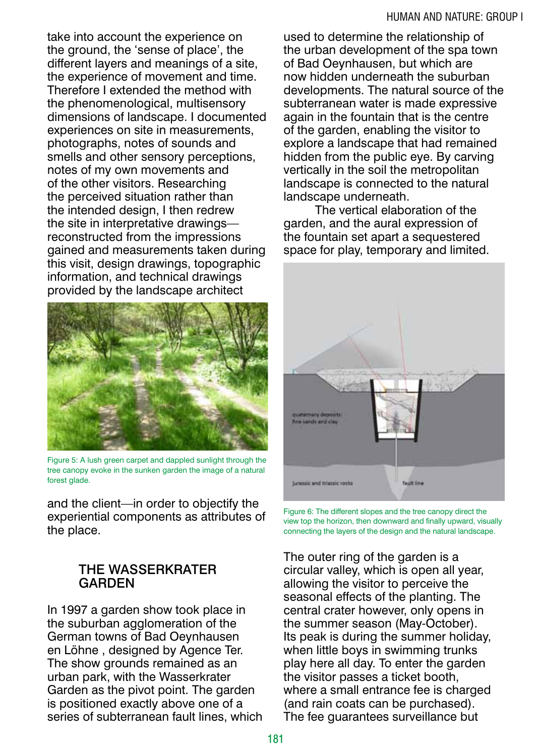take into account the experience on the ground, the 'sense of place', the different layers and meanings of a site, the experience of movement and time. Therefore I extended the method with the phenomenological, multisensory dimensions of landscape. I documented experiences on site in measurements, photographs, notes of sounds and smells and other sensory perceptions, notes of my own movements and of the other visitors. Researching the perceived situation rather than the intended design, I then redrew the site in interpretative drawings—reconstructed from the impressions gained and measurements taken during this visit, design drawings, topographic information, and technical drawings provided by the landscape architect and the client—in order to objectify the experiential components as attributes of the place.

Figure 5: A lush green carpet and dappled sunlight through the tree canopy evoke in the sunken garden the image of a natural forest glade.

## THE WASSERKRATER GARDEN

In 1997 a garden show took place in the suburban agglomeration of the German towns of Bad Oeynhausen en Löhne , designed by Agence Ter. The show grounds remained as an urban park, with the Wasserkrater Garden as the pivot point. The garden is positioned exactly above one of a series of subterranean fault lines, which used to determine the relationship of the urban development of the spa town of Bad Oeynhausen, but which are now hidden underneath the suburban developments. The natural source of the subterranean water is made expressive again in the fountain that is the centre of the garden, enabling the visitor to explore a landscape that had remained hidden from the public eye. By carving vertically in the soil the metropolitan landscape is connected to the natural landscape underneath.

The vertical elaboration of the garden, and the aural expression of the fountain set apart a sequestered space for play, temporary and limited.

Figure 6: The different slopes and the tree canopy direct the view top the horizon, then downward and finally upward, visually connecting the layers of the design and the natural landscape.

The outer ring of the garden is a circular valley, which is open all year, allowing the visitor to perceive the seasonal effects of the planting. The central crater however, only opens in the summer season (May-October). Its peak is during the summer holiday, when little boys in swimming trunks play here all day. To enter the garden the visitor passes a ticket booth, where a small entrance fee is charged (and rain coats can be purchased). The fee guarantees surveillance but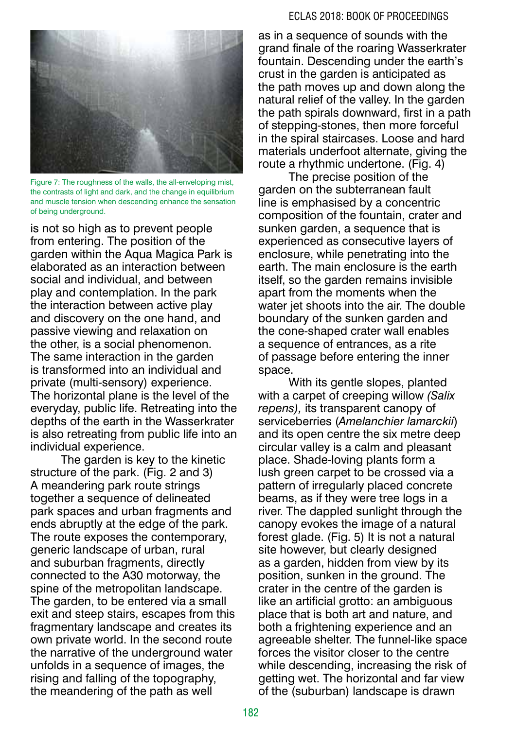Figure 7: The roughness of the walls, the all-enveloping mist, the contrasts of light and dark, and the change in equilibrium and muscle tension when descending enhance the sensation of being underground.

is not so high as to prevent people from entering. The position of the garden within the Aqua Magica Park is elaborated as an interaction between social and individual, and between play and contemplation. In the park the interaction between active play and discovery on the one hand, and passive viewing and relaxation on the other, is a social phenomenon. The same interaction in the garden is transformed into an individual and private (multi-sensory) experience. The horizontal plane is the level of the everyday, public life. Retreating into the depths of the earth in the Wasserkrater is also retreating from public life into an individual experience.

The garden is key to the kinetic structure of the park. (Fig. 2 and 3) A meandering park route strings together a sequence of delineated park spaces and urban fragments and ends abruptly at the edge of the park. The route exposes the contemporary, generic landscape of urban, rural and suburban fragments, directly connected to the A30 motorway, the spine of the metropolitan landscape. The garden, to be entered via a small exit and steep stairs, escapes from this fragmentary landscape and creates its own private world. In the second route the narrative of the underground water unfolds in a sequence of images, the rising and falling of the topography, the meandering of the path as well as in a sequence of sounds with the grand finale of the roaring Wasserkrater fountain. Descending under the earth's crust in the garden is anticipated as the path moves up and down along the natural relief of the valley. In the garden the path spirals downward, first in a path of stepping-stones, then more forceful in the spiral staircases. Loose and hard materials underfoot alternate, giving the route a rhythmic undertone. (Fig. 4)

The precise position of the garden on the subterranean fault line is emphasised by a concentric composition of the fountain, crater and sunken garden, a sequence that is experienced as consecutive layers of enclosure, while penetrating into the earth. The main enclosure is the earth itself, so the garden remains invisible apart from the moments when the water jet shoots into the air. The double boundary of the sunken garden and the cone-shaped crater wall enables a sequence of entrances, as a rite of passage before entering the inner space.

With its gentle slopes, planted with a carpet of creeping willow *(Salix repens),* its transparent canopy of serviceberries (*Amelanchier lamarckii*) and its open centre the six metre deep circular valley is a calm and pleasant place. Shade-loving plants form a lush green carpet to be crossed via a pattern of irregularly placed concrete beams, as if they were tree logs in a river. The dappled sunlight through the canopy evokes the image of a natural forest glade. (Fig. 5) It is not a natural site however, but clearly designed as a garden, hidden from view by its position, sunken in the ground. The crater in the centre of the garden is like an artificial grotto: an ambiguous place that is both art and nature, and both a frightening experience and an agreeable shelter. The funnel-like space forces the visitor closer to the centre while descending, increasing the risk of getting wet. The horizontal and far view of the (suburban) landscape is drawn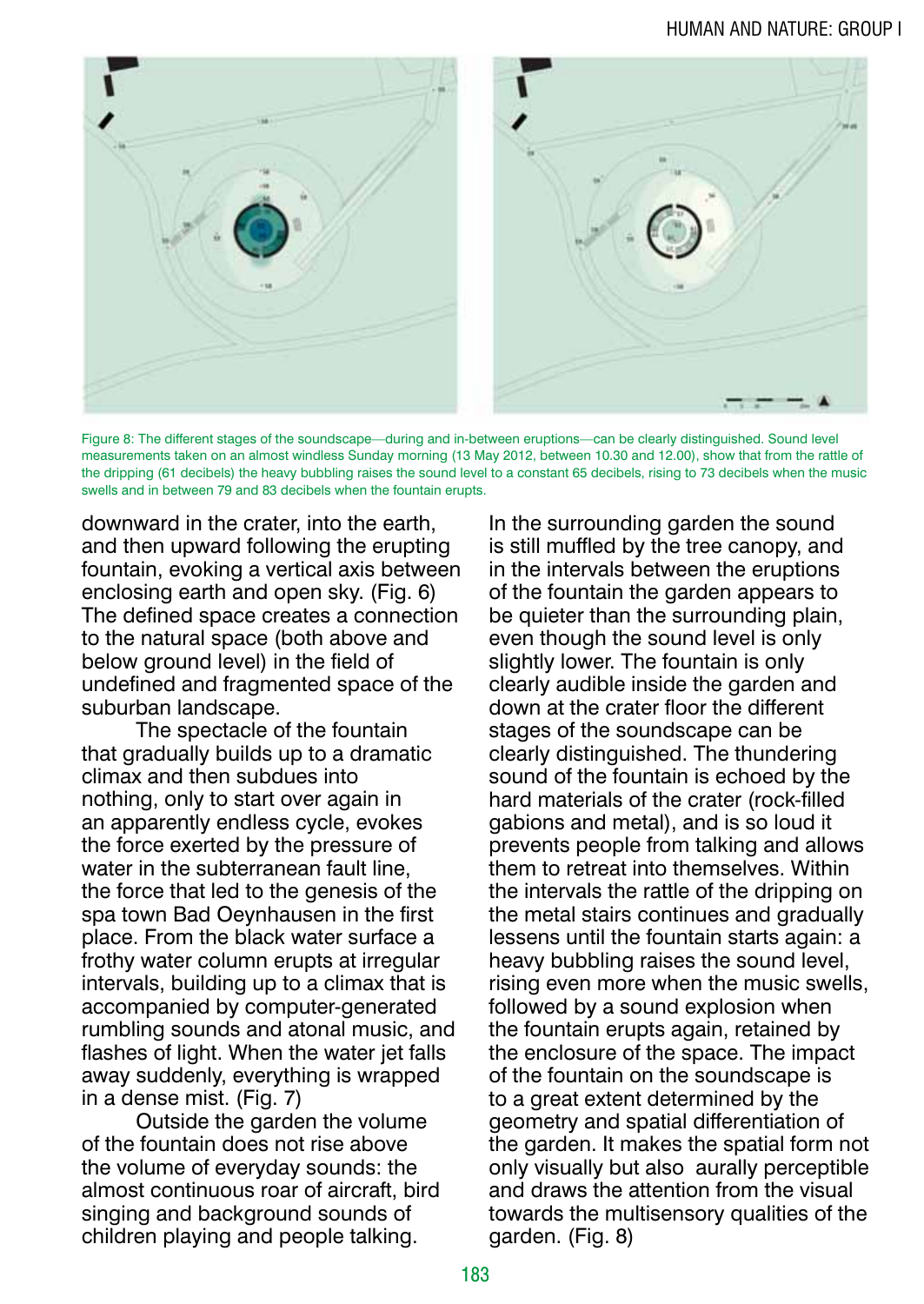Figure 8: The different stages of the soundscape—during and in-between eruptions—can be clearly distinguished. Sound level measurements taken on an almost windless Sunday morning (13 May 2012, between 10.30 and 12.00), show that from the rattle of the dripping (61 decibels) the heavy bubbling raises the sound level to a constant 65 decibels, rising to 73 decibels when the music swells and in between 79 and 83 decibels when the fountain erupts.

downward in the crater, into the earth, and then upward following the erupting fountain, evoking a vertical axis between enclosing earth and open sky. (Fig. 6) The defined space creates a connection to the natural space (both above and below ground level) in the field of undefined and fragmented space of the suburban landscape.

The spectacle of the fountain that gradually builds up to a dramatic climax and then subdues into nothing, only to start over again in an apparently endless cycle, evokes the force exerted by the pressure of water in the subterranean fault line, the force that led to the genesis of the spa town Bad Oeynhausen in the first place. From the black water surface a frothy water column erupts at irregular intervals, building up to a climax that is accompanied by computer-generated rumbling sounds and atonal music, and flashes of light. When the water jet falls away suddenly, everything is wrapped in a dense mist. (Fig. 7)

Outside the garden the volume of the fountain does not rise above the volume of everyday sounds: the almost continuous roar of aircraft, bird singing and background sounds of children playing and people talking. In the surrounding garden the sound is still muffled by the tree canopy, and in the intervals between the eruptions of the fountain the garden appears to be quieter than the surrounding plain, even though the sound level is only slightly lower. The fountain is only clearly audible inside the garden and down at the crater floor the different stages of the soundscape can be clearly distinguished. The thundering sound of the fountain is echoed by the hard materials of the crater (rock-filled gabions and metal), and is so loud it prevents people from talking and allows them to retreat into themselves. Within the intervals the rattle of the dripping on the metal stairs continues and gradually lessens until the fountain starts again: a heavy bubbling raises the sound level, rising even more when the music swells, followed by a sound explosion when the fountain erupts again, retained by the enclosure of the space. The impact of the fountain on the soundscape is to a great extent determined by the geometry and spatial differentiation of the garden. It makes the spatial form not only visually but also aurally perceptible and draws the attention from the visual towards the multisensory qualities of the garden. (Fig. 8)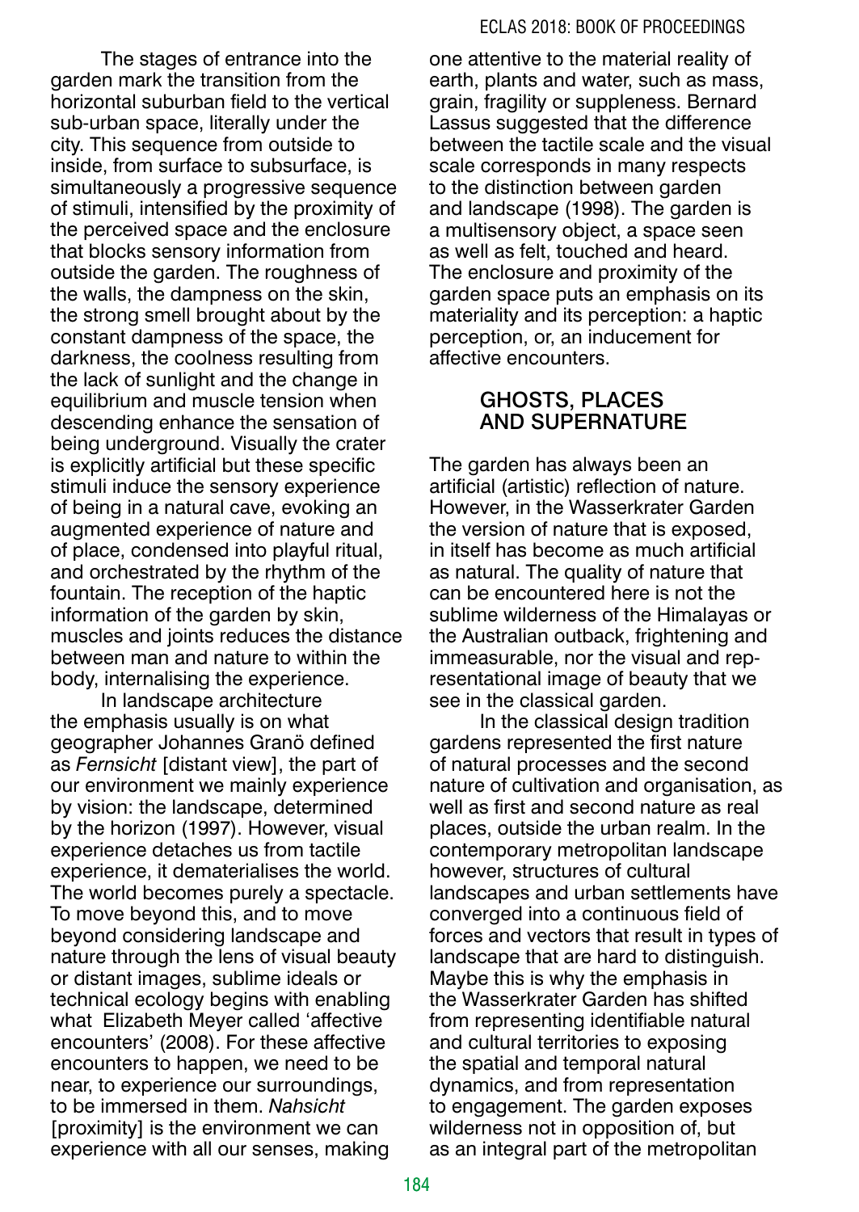The stages of entrance into the garden mark the transition from the horizontal suburban field to the vertical sub-urban space, literally under the city. This sequence from outside to inside, from surface to subsurface, is simultaneously a progressive sequence of stimuli, intensified by the proximity of the perceived space and the enclosure that blocks sensory information from outside the garden. The roughness of the walls, the dampness on the skin, the strong smell brought about by the constant dampness of the space, the darkness, the coolness resulting from the lack of sunlight and the change in equilibrium and muscle tension when descending enhance the sensation of being underground. Visually the crater is explicitly artificial but these specific stimuli induce the sensory experience of being in a natural cave, evoking an augmented experience of nature and of place, condensed into playful ritual, and orchestrated by the rhythm of the fountain. The reception of the haptic information of the garden by skin, muscles and joints reduces the distance between man and nature to within the body, internalising the experience.

In landscape architecture the emphasis usually is on what geographer Johannes Granö defined as *Fernsicht* [distant view], the part of our environment we mainly experience by vision: the landscape, determined by the horizon (1997). However, visual experience detaches us from tactile experience, it dematerialises the world. The world becomes purely a spectacle. To move beyond this, and to move beyond considering landscape and nature through the lens of visual beauty or distant images, sublime ideals or technical ecology begins with enabling what Elizabeth Meyer called 'affective encounters' (2008). For these affective encounters to happen, we need to be near, to experience our surroundings, to be immersed in them. *Nahsicht* [proximity] is the environment we can experience with all our senses, making one attentive to the material reality of earth, plants and water, such as mass, grain, fragility or suppleness. Bernard Lassus suggested that the difference between the tactile scale and the visual scale corresponds in many respects to the distinction between garden and landscape (1998). The garden is a multisensory object, a space seen as well as felt, touched and heard. The enclosure and proximity of the garden space puts an emphasis on its materiality and its perception: a haptic perception, or, an inducement for affective encounters.

## GHOSTS, PLACES AND SUPERNATURE

The garden has always been an artificial (artistic) reflection of nature. However, in the Wasserkrater Garden the version of nature that is exposed, in itself has become as much artificial as natural. The quality of nature that can be encountered here is not the sublime wilderness of the Himalayas or the Australian outback, frightening and immeasurable, nor the visual and representational image of beauty that we see in the classical garden.

In the classical design tradition gardens represented the first nature of natural processes and the second nature of cultivation and organisation, as well as first and second nature as real places, outside the urban realm. In the contemporary metropolitan landscape however, structures of cultural landscapes and urban settlements have converged into a continuous field of forces and vectors that result in types of landscape that are hard to distinguish. Maybe this is why the emphasis in the Wasserkrater Garden has shifted from representing identifiable natural and cultural territories to exposing the spatial and temporal natural dynamics, and from representation to engagement. The garden exposes wilderness not in opposition of, but as an integral part of the metropolitan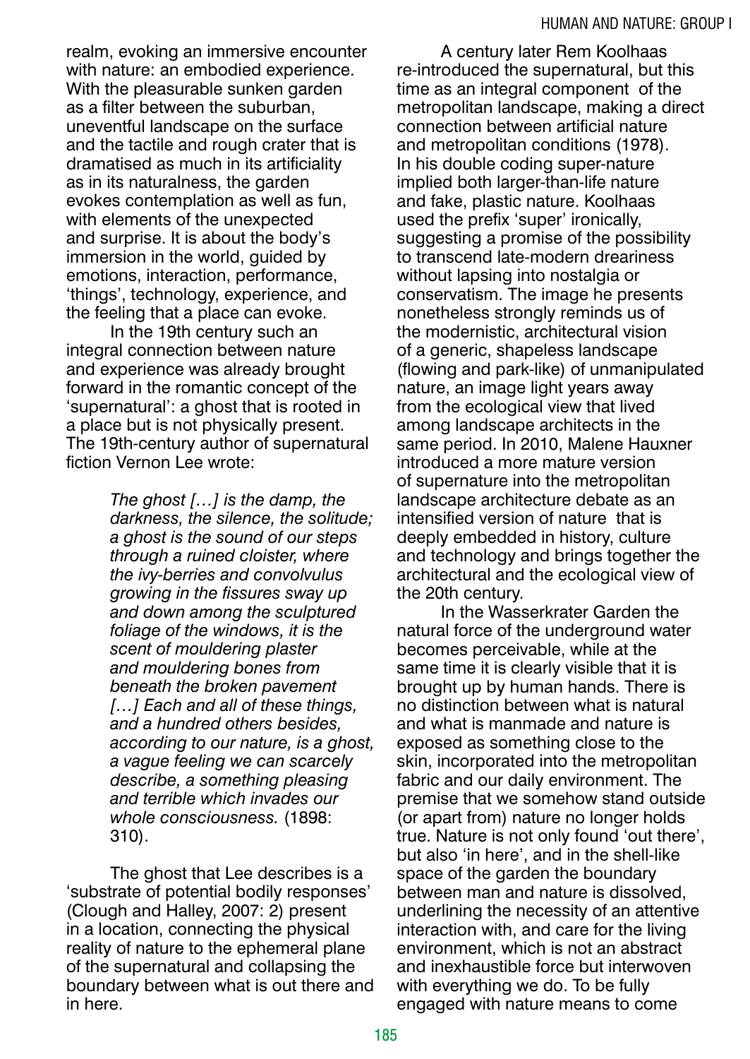realm, evoking an immersive encounter with nature: an embodied experience. With the pleasurable sunken garden as a filter between the suburban, uneventful landscape on the surface and the tactile and rough crater that is dramatised as much in its artificiality as in its naturalness, the garden evokes contemplation as well as fun, with elements of the unexpected and surprise. It is about the body's immersion in the world, guided by emotions, interaction, performance, 'things', technology, experience, and the feeling that a place can evoke.

In the 19th century such an integral connection between nature and experience was already brought forward in the romantic concept of the 'supernatural': a ghost that is rooted in a place but is not physically present. The 19th-century author of supernatural fiction Vernon Lee wrote:

> *The ghost […] is the damp, the darkness, the silence, the solitude; a ghost is the sound of our steps through a ruined cloister, where the ivy-berries and convolvulus growing in the fissures sway up and down among the sculptured foliage of the windows, it is the scent of mouldering plaster and mouldering bones from beneath the broken pavement […] Each and all of these things, and a hundred others besides, according to our nature, is a ghost, a vague feeling we can scarcely describe, a something pleasing and terrible which invades our whole consciousness.* (1898: 310).

The ghost that Lee describes is a 'substrate of potential bodily responses' (Clough and Halley, 2007: 2) present in a location, connecting the physical reality of nature to the ephemeral plane of the supernatural and collapsing the boundary between what is out there and in here.

A century later Rem Koolhaas re-introduced the supernatural, but this time as an integral component of the metropolitan landscape, making a direct connection between artificial nature and metropolitan conditions (1978). In his double coding super-nature implied both larger-than-life nature and fake, plastic nature. Koolhaas used the prefix 'super' ironically, suggesting a promise of the possibility to transcend late-modern dreariness without lapsing into nostalgia or conservatism. The image he presents nonetheless strongly reminds us of the modernistic, architectural vision of a generic, shapeless landscape (flowing and park-like) of unmanipulated nature, an image light years away from the ecological view that lived among landscape architects in the same period. In 2010, Malene Hauxner introduced a more mature version of supernature into the metropolitan landscape architecture debate as an intensified version of nature that is deeply embedded in history, culture and technology and brings together the architectural and the ecological view of the 20th century.

In the Wasserkrater Garden the natural force of the underground water becomes perceivable, while at the same time it is clearly visible that it is brought up by human hands. There is no distinction between what is natural and what is manmade and nature is exposed as something close to the skin, incorporated into the metropolitan fabric and our daily environment. The premise that we somehow stand outside (or apart from) nature no longer holds true. Nature is not only found 'out there', but also 'in here', and in the shell-like space of the garden the boundary between man and nature is dissolved, underlining the necessity of an attentive interaction with, and care for the living environment, which is not an abstract and inexhaustible force but interwoven with everything we do. To be fully engaged with nature means to come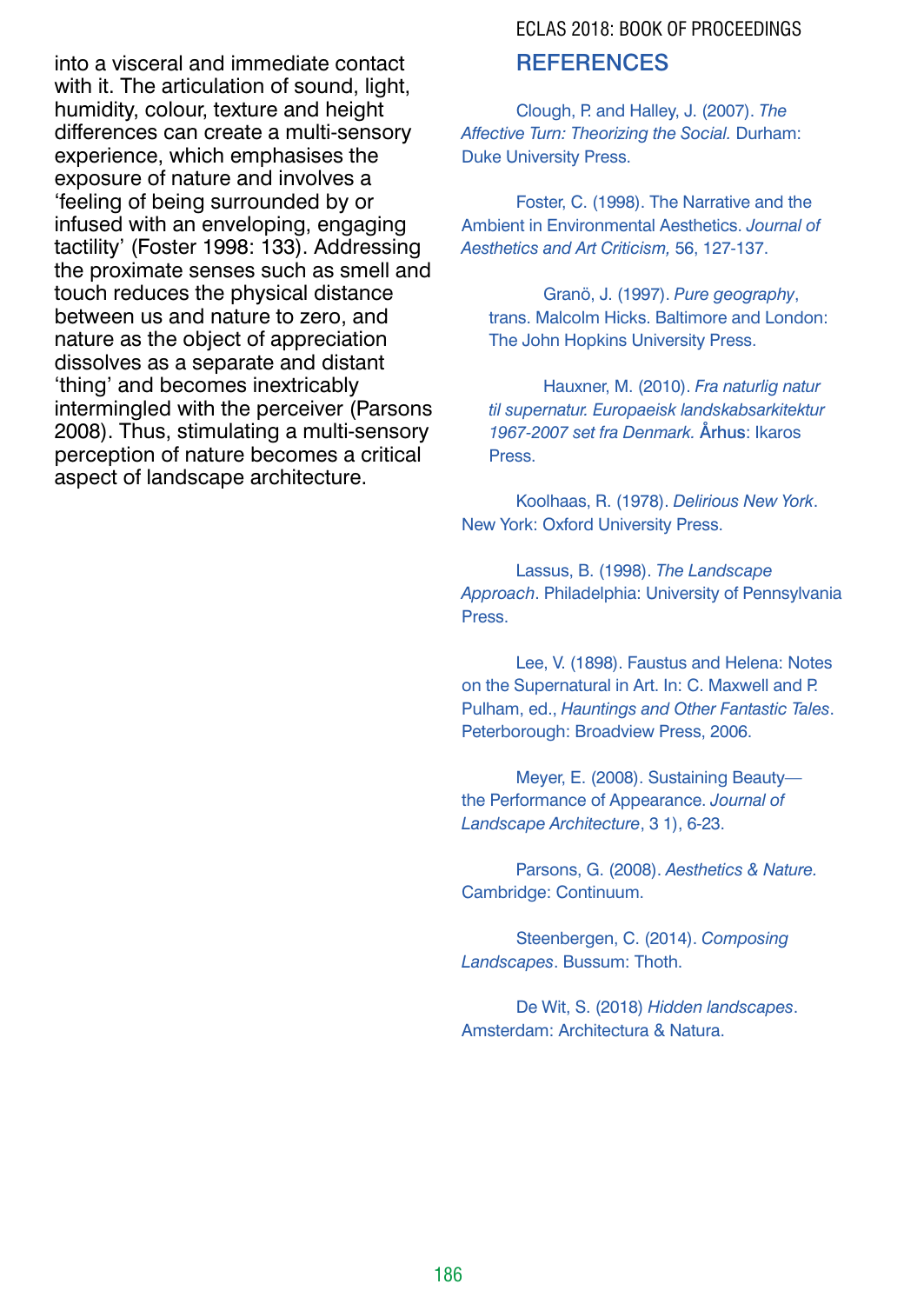into a visceral and immediate contact with it. The articulation of sound, light, humidity, colour, texture and height differences can create a multi-sensory experience, which emphasises the exposure of nature and involves a 'feeling of being surrounded by or infused with an enveloping, engaging tactility' (Foster 1998: 133). Addressing the proximate senses such as smell and touch reduces the physical distance between us and nature to zero, and nature as the object of appreciation dissolves as a separate and distant 'thing' and becomes inextricably intermingled with the perceiver (Parsons 2008). Thus, stimulating a multi-sensory perception of nature becomes a critical aspect of landscape architecture.

## REFERENCES

Clough, P. and Halley, J. (2007). *The Affective Turn: Theorizing the Social.* Durham: Duke University Press.

Foster, C. (1998). The Narrative and the Ambient in Environmental Aesthetics. *Journal of Aesthetics and Art Criticism,* 56, 127-137.

Granö, J. (1997). *Pure geography*, trans. Malcolm Hicks. Baltimore and London: The John Hopkins University Press.

Hauxner, M. (2010). *Fra naturlig natur til supernatur. Europaeisk landskabsarkitektur 1967-2007 set fra Denmark.* Århus: Ikaros Press.

Koolhaas, R. (1978). *Delirious New York*. New York: Oxford University Press.

Lassus, B. (1998). *The Landscape Approach*. Philadelphia: University of Pennsylvania Press.

Lee, V. (1898). Faustus and Helena: Notes on the Supernatural in Art. In: C. Maxwell and P. Pulham, ed., *Hauntings and Other Fantastic Tales*. Peterborough: Broadview Press, 2006.

Meyer, E. (2008). Sustaining Beauty—the Performance of Appearance. *Journal of Landscape Architecture*, 3 1), 6-23.

Parsons, G. (2008). *Aesthetics & Nature.* Cambridge: Continuum.

Steenbergen, C. (2014). *Composing Landscapes*. Bussum: Thoth.

De Wit, S. (2018) *Hidden landscapes*. Amsterdam: Architectura & Natura.